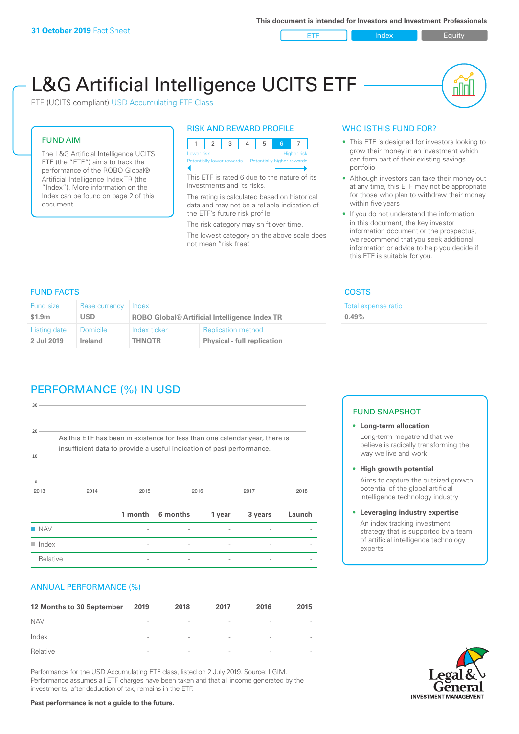**31 October 2019** Fact Sheet

This document is intended for Investors and Investment Professionals

ETF | Index | Equity

# L&G Artificial Intelligence UCITS ETF

ETF (UCITS compliant) USD Accumulating ETF Class

## FUND AIM

The L&G Artificial Intelligence UCITS ETF (the "ETF") aims to track the performance of the ROBO Global® Artificial Intelligence Index TR (the "Index"). More information on the Index can be found on page 2 of this document.

## RISK AND REWARD PROFILE

| 1 | 2 | 3 | 4 | 5 | 6 | 7 |
|---|---|---|---|---|---|---|

Lower risk — Higher risk
Potentially lower rewards — Potentially higher rewards

This ETF is rated 6 due to the nature of its investments and its risks.

The rating is calculated based on historical data and may not be a reliable indication of the ETF's future risk profile.

The risk category may shift over time.

The lowest category on the above scale does not mean "risk free".

## WHO IS THIS FUND FOR?

- This ETF is designed for investors looking to grow their money in an investment which can form part of their existing savings portfolio
- Although investors can take their money out at any time, this ETF may not be appropriate for those who plan to withdraw their money within five years
- If you do not understand the information in this document, the key investor information document or the prospectus, we recommend that you seek additional information or advice to help you decide if this ETF is suitable for you.

## FUND FACTS

| Fund size | Base currency | Index | |
|---|---|---|---|
| **$1.9m** | **USD** | **ROBO Global® Artificial Intelligence Index TR** | |
| **Listing date** | **Domicile** | **Index ticker** | **Replication method** |
| **2 Jul 2019** | **Ireland** | **THNQTR** | **Physical - full replication** |

## COSTS

Total expense ratio
**0.49%**

## PERFORMANCE (%) IN USD

As this ETF has been in existence for less than one calendar year, there is insufficient data to provide a useful indication of past performance.

| | 1 month | 6 months | 1 year | 3 years | Launch |
|---|---|---|---|---|---|
| NAV | - | - | - | - | - |
| Index | - | - | - | - | - |
| Relative | - | - | - | - | - |

## ANNUAL PERFORMANCE (%)

| 12 Months to 30 September | 2019 | 2018 | 2017 | 2016 | 2015 |
|---|---|---|---|---|---|
| NAV | - | - | - | - | - |
| Index | - | - | - | - | - |
| Relative | - | - | - | - | - |

Performance for the USD Accumulating ETF class, listed on 2 July 2019. Source: LGIM. Performance assumes all ETF charges have been taken and that all income generated by the investments, after deduction of tax, remains in the ETF.

**Past performance is not a guide to the future.**

## FUND SNAPSHOT

- **Long-term allocation**
  Long-term megatrend that we believe is radically transforming the way we live and work
- **High growth potential**
  Aims to capture the outsized growth potential of the global artificial intelligence technology industry
- **Leveraging industry expertise**
  An index tracking investment strategy that is supported by a team of artificial intelligence technology experts

Legal & General INVESTMENT MANAGEMENT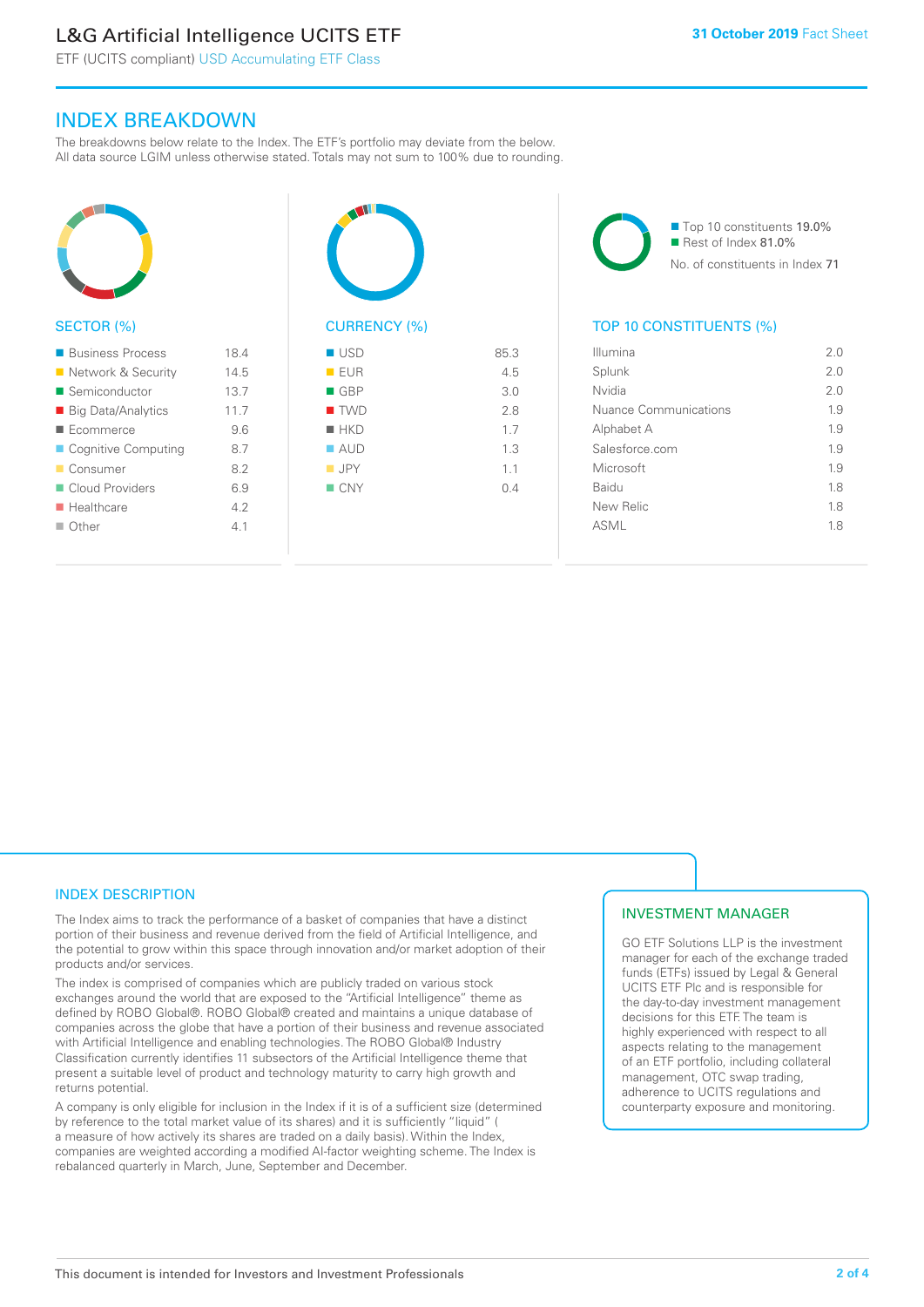## INDEX BREAKDOWN

The breakdowns below relate to the Index. The ETF's portfolio may deviate from the below. All data source LGIM unless otherwise stated. Totals may not sum to 100% due to rounding.

### SECTOR (%)

| Sector | % |
|---|---|
| Business Process | 18.4 |
| Network & Security | 14.5 |
| Semiconductor | 13.7 |
| Big Data/Analytics | 11.7 |
| Ecommerce | 9.6 |
| Cognitive Computing | 8.7 |
| Consumer | 8.2 |
| Cloud Providers | 6.9 |
| Healthcare | 4.2 |
| Other | 4.1 |

### CURRENCY (%)

| Currency | % |
|---|---|
| USD | 85.3 |
| EUR | 4.5 |
| GBP | 3.0 |
| TWD | 2.8 |
| HKD | 1.7 |
| AUD | 1.3 |
| JPY | 1.1 |
| CNY | 0.4 |

- Top 10 constituents 19.0%
- Rest of Index 81.0%

No. of constituents in Index 71

### TOP 10 CONSTITUENTS (%)

| Constituent | % |
|---|---|
| Illumina | 2.0 |
| Splunk | 2.0 |
| Nvidia | 2.0 |
| Nuance Communications | 1.9 |
| Alphabet A | 1.9 |
| Salesforce.com | 1.9 |
| Microsoft | 1.9 |
| Baidu | 1.8 |
| New Relic | 1.8 |
| ASML | 1.8 |

### INDEX DESCRIPTION

The Index aims to track the performance of a basket of companies that have a distinct portion of their business and revenue derived from the field of Artificial Intelligence, and the potential to grow within this space through innovation and/or market adoption of their products and/or services.

The index is comprised of companies which are publicly traded on various stock exchanges around the world that are exposed to the "Artificial Intelligence" theme as defined by ROBO Global®. ROBO Global® created and maintains a unique database of companies across the globe that have a portion of their business and revenue associated with Artificial Intelligence and enabling technologies. The ROBO Global® Industry Classification currently identifies 11 subsectors of the Artificial Intelligence theme that present a suitable level of product and technology maturity to carry high growth and returns potential.

A company is only eligible for inclusion in the Index if it is of a sufficient size (determined by reference to the total market value of its shares) and it is sufficiently "liquid" ( a measure of how actively its shares are traded on a daily basis). Within the Index, companies are weighted according a modified AI-factor weighting scheme. The Index is rebalanced quarterly in March, June, September and December.

### INVESTMENT MANAGER

GO ETF Solutions LLP is the investment manager for each of the exchange traded funds (ETFs) issued by Legal & General UCITS ETF Plc and is responsible for the day-to-day investment management decisions for this ETF. The team is highly experienced with respect to all aspects relating to the management of an ETF portfolio, including collateral management, OTC swap trading, adherence to UCITS regulations and counterparty exposure and monitoring.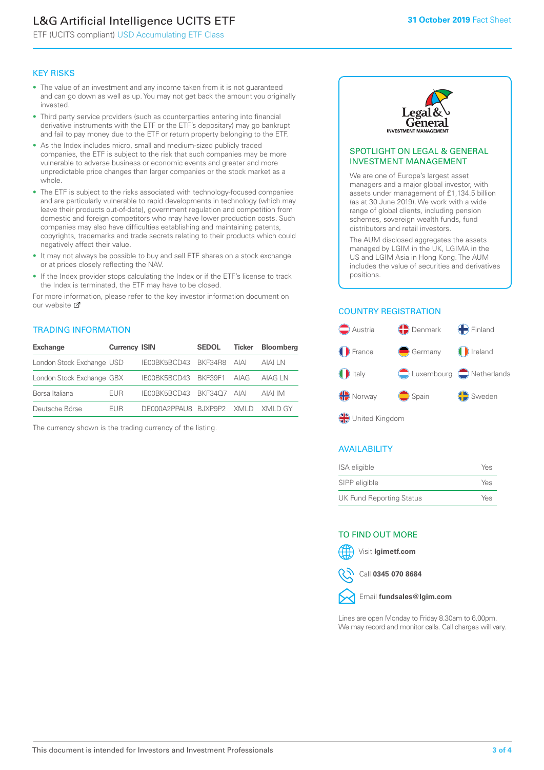## KEY RISKS

- The value of an investment and any income taken from it is not guaranteed and can go down as well as up. You may not get back the amount you originally invested.
- Third party service providers (such as counterparties entering into financial derivative instruments with the ETF or the ETF's depositary) may go bankrupt and fail to pay money due to the ETF or return property belonging to the ETF.
- As the Index includes micro, small and medium-sized publicly traded companies, the ETF is subject to the risk that such companies may be more vulnerable to adverse business or economic events and greater and more unpredictable price changes than larger companies or the stock market as a whole.
- The ETF is subject to the risks associated with technology-focused companies and are particularly vulnerable to rapid developments in technology (which may leave their products out-of-date), government regulation and competition from domestic and foreign competitors who may have lower production costs. Such companies may also have difficulties establishing and maintaining patents, copyrights, trademarks and trade secrets relating to their products which could negatively affect their value.
- It may not always be possible to buy and sell ETF shares on a stock exchange or at prices closely reflecting the NAV.
- If the Index provider stops calculating the Index or if the ETF's license to track the Index is terminated, the ETF may have to be closed.

For more information, please refer to the key investor information document on our website

## TRADING INFORMATION

| Exchange | Currency | ISIN | SEDOL | Ticker | Bloomberg |
|---|---|---|---|---|---|
| London Stock Exchange | USD | IE00BK5BCD43 | BKF34R8 | AIAI | AIAI LN |
| London Stock Exchange | GBX | IE00BK5BCD43 | BKF39F1 | AIAG | AIAG LN |
| Borsa Italiana | EUR | IE00BK5BCD43 | BKF34Q7 | AIAI | AIAI IM |
| Deutsche Börse | EUR | DE000A2PPAU8 | BJXP9P2 | XMLD | XMLD GY |

The currency shown is the trading currency of the listing.

## SPOTLIGHT ON LEGAL & GENERAL INVESTMENT MANAGEMENT

We are one of Europe's largest asset managers and a major global investor, with assets under management of £1,134.5 billion (as at 30 June 2019). We work with a wide range of global clients, including pension schemes, sovereign wealth funds, fund distributors and retail investors.

The AUM disclosed aggregates the assets managed by LGIM in the UK, LGIMA in the US and LGIM Asia in Hong Kong. The AUM includes the value of securities and derivatives positions.

## COUNTRY REGISTRATION

- Austria
- Denmark
- Finland
- France
- Germany
- Ireland
- Italy
- Luxembourg
- Netherlands
- Norway
- Spain
- Sweden
- United Kingdom

## AVAILABILITY

| | |
|---|---|
| ISA eligible | Yes |
| SIPP eligible | Yes |
| UK Fund Reporting Status | Yes |

## TO FIND OUT MORE

Visit **lgimetf.com**

Call **0345 070 8684**

Email **fundsales@lgim.com**

Lines are open Monday to Friday 8.30am to 6.00pm. We may record and monitor calls. Call charges will vary.

This document is intended for Investors and Investment Professionals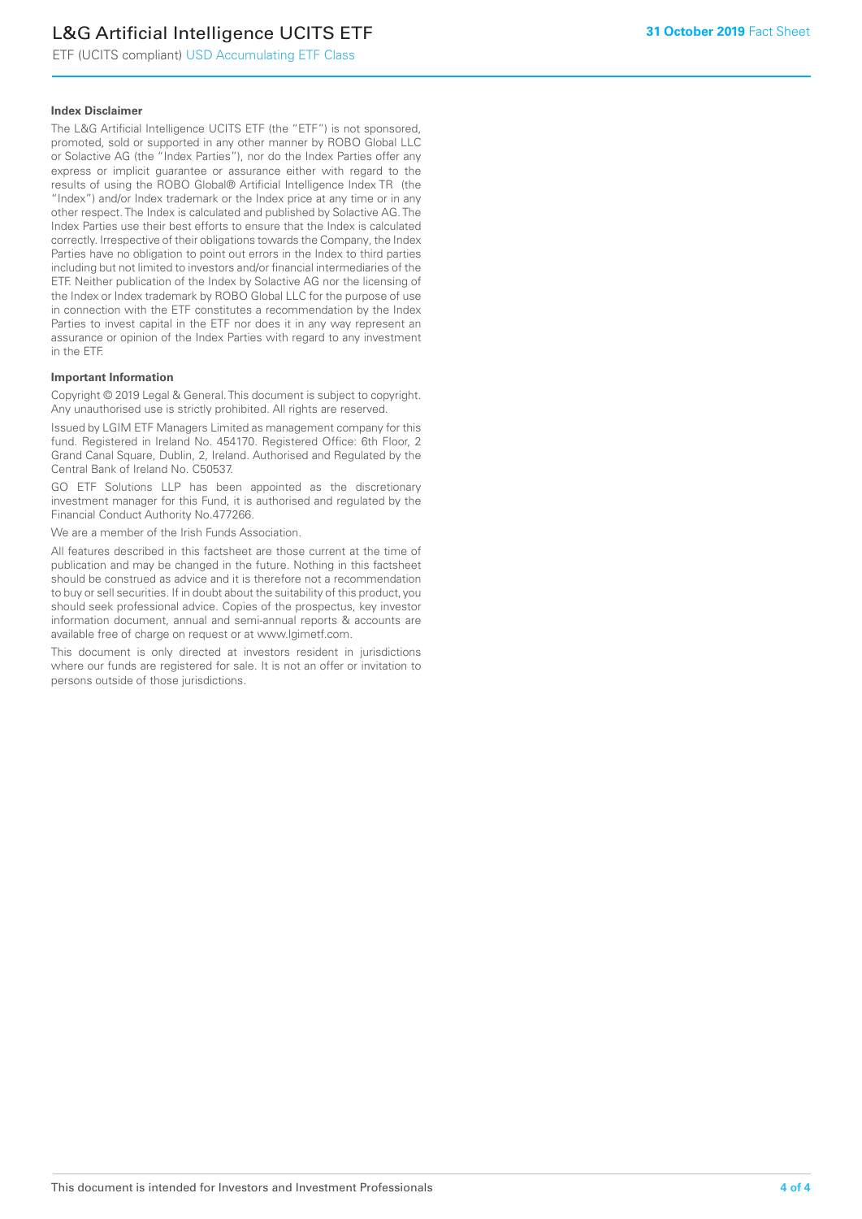**Index Disclaimer**

The L&G Artificial Intelligence UCITS ETF (the "ETF") is not sponsored, promoted, sold or supported in any other manner by ROBO Global LLC or Solactive AG (the "Index Parties"), nor do the Index Parties offer any express or implicit guarantee or assurance either with regard to the results of using the ROBO Global® Artificial Intelligence Index TR (the "Index") and/or Index trademark or the Index price at any time or in any other respect. The Index is calculated and published by Solactive AG. The Index Parties use their best efforts to ensure that the Index is calculated correctly. Irrespective of their obligations towards the Company, the Index Parties have no obligation to point out errors in the Index to third parties including but not limited to investors and/or financial intermediaries of the ETF. Neither publication of the Index by Solactive AG nor the licensing of the Index or Index trademark by ROBO Global LLC for the purpose of use in connection with the ETF constitutes a recommendation by the Index Parties to invest capital in the ETF nor does it in any way represent an assurance or opinion of the Index Parties with regard to any investment in the ETF.

**Important Information**

Copyright © 2019 Legal & General. This document is subject to copyright. Any unauthorised use is strictly prohibited. All rights are reserved.

Issued by LGIM ETF Managers Limited as management company for this fund. Registered in Ireland No. 454170. Registered Office: 6th Floor, 2 Grand Canal Square, Dublin, 2, Ireland. Authorised and Regulated by the Central Bank of Ireland No. C50537.

GO ETF Solutions LLP has been appointed as the discretionary investment manager for this Fund, it is authorised and regulated by the Financial Conduct Authority No.477266.

We are a member of the Irish Funds Association.

All features described in this factsheet are those current at the time of publication and may be changed in the future. Nothing in this factsheet should be construed as advice and it is therefore not a recommendation to buy or sell securities. If in doubt about the suitability of this product, you should seek professional advice. Copies of the prospectus, key investor information document, annual and semi-annual reports & accounts are available free of charge on request or at www.lgimetf.com.

This document is only directed at investors resident in jurisdictions where our funds are registered for sale. It is not an offer or invitation to persons outside of those jurisdictions.